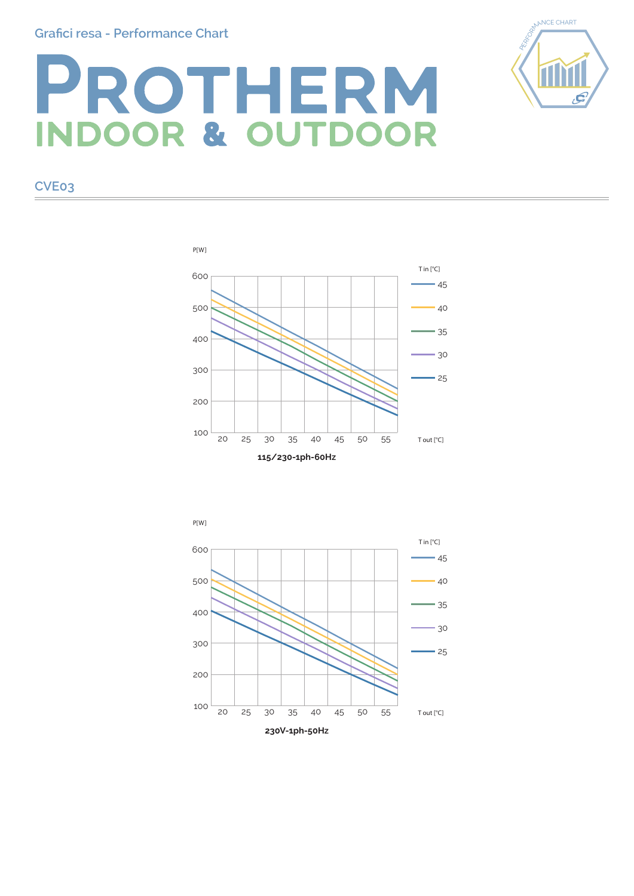Grafici resa - Performance Chart

# PROTHERM
## INDOOR & OUTDOOR

### CVE03

P[W]

600
500
400
300
200
100

20 25 30 35 40 45 50 55

T out [°C]

T in [°C]
- 45
- 40
- 35
- 30
- 25

**115/230-1ph-60Hz**

P[W]

600
500
400
300
200
100

20 25 30 35 40 45 50 55

T out [°C]

T in [°C]
- 45
- 40
- 35
- 30
- 25

**230V-1ph-50Hz**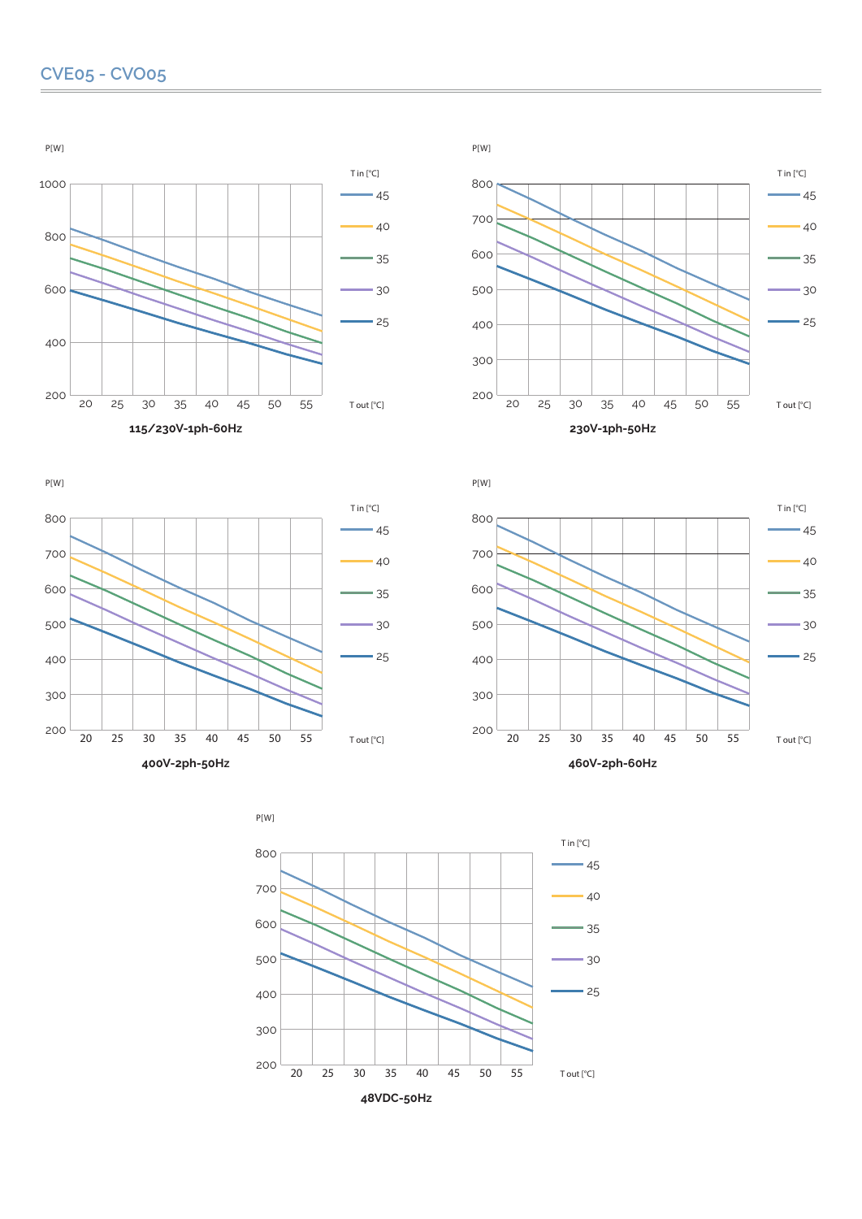## CVE05 - CVO05

P[W]

T in [°C]: 45, 40, 35, 30, 25

T out [°C]: 20, 25, 30, 35, 40, 45, 50, 55

**115/230V-1ph-60Hz**

P[W]

T in [°C]: 45, 40, 35, 30, 25

T out [°C]: 20, 25, 30, 35, 40, 45, 50, 55

**230V-1ph-50Hz**

P[W]

T in [°C]: 45, 40, 35, 30, 25

T out [°C]: 20, 25, 30, 35, 40, 45, 50, 55

**400V-2ph-50Hz**

P[W]

T in [°C]: 45, 40, 35, 30, 25

T out [°C]: 20, 25, 30, 35, 40, 45, 50, 55

**460V-2ph-60Hz**

P[W]

T in [°C]: 45, 40, 35, 30, 25

T out [°C]: 20, 25, 30, 35, 40, 45, 50, 55

**48VDC-50Hz**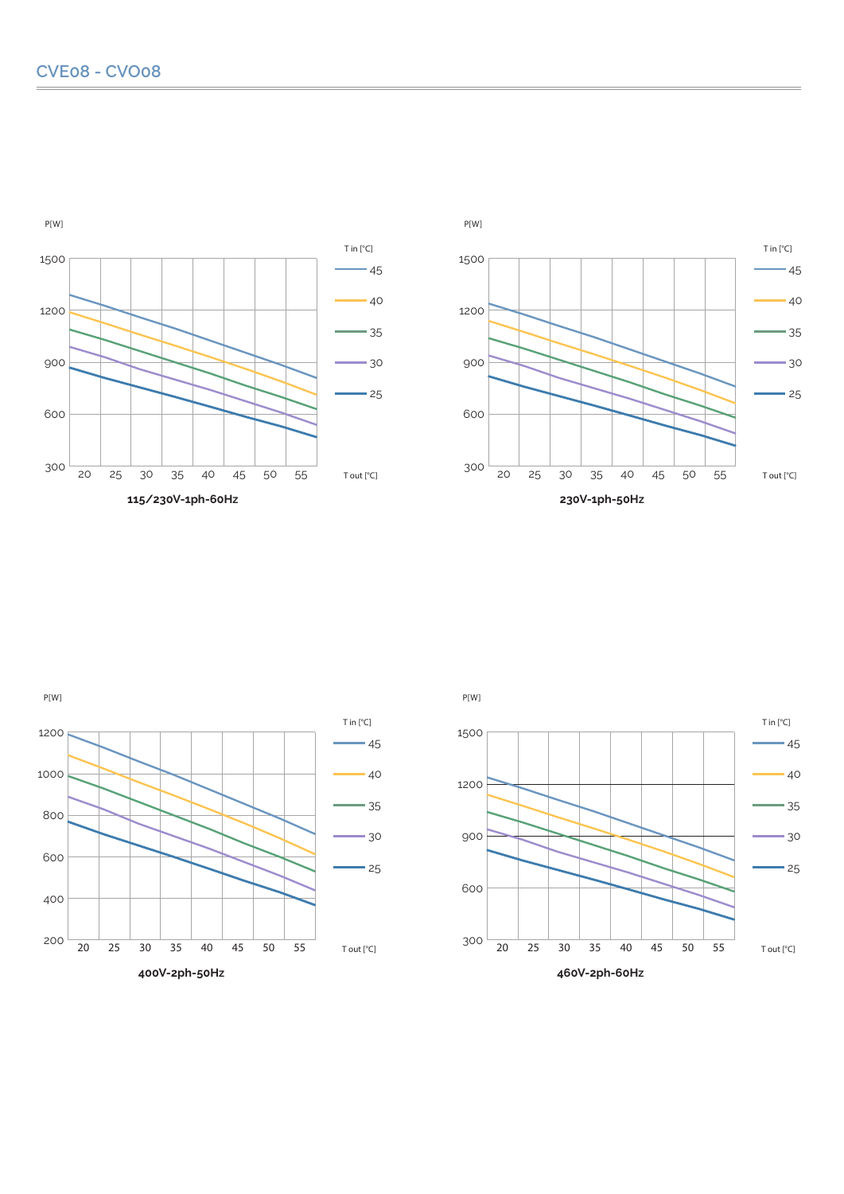## CVE08 - CVO08

P[W]

T in [°C]: 45, 40, 35, 30, 25

1500, 1200, 900, 600, 300

20 25 30 35 40 45 50 55 T out [°C]

**115/230V-1ph-60Hz**

P[W]

T in [°C]: 45, 40, 35, 30, 25

1500, 1200, 900, 600, 300

20 25 30 35 40 45 50 55 T out [°C]

**230V-1ph-50Hz**

P[W]

T in [°C]: 45, 40, 35, 30, 25

1200, 1000, 800, 600, 400, 200

20 25 30 35 40 45 50 55 T out [°C]

**400V-2ph-50Hz**

P[W]

T in [°C]: 45, 40, 35, 30, 25

1500, 1200, 900, 600, 300

20 25 30 35 40 45 50 55 T out [°C]

**460V-2ph-60Hz**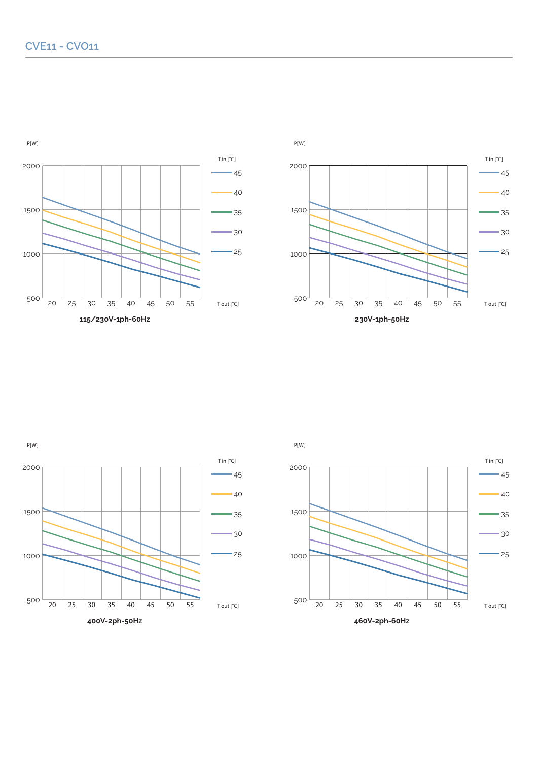## CVE11 - CVO11

P[W]

T in [°C]: 45, 40, 35, 30, 25

T out [°C]: 20, 25, 30, 35, 40, 45, 50, 55

P[W]: 500, 1000, 1500, 2000

**115/230V-1ph-60Hz**

P[W]

T in [°C]: 45, 40, 35, 30, 25

T out [°C]: 20, 25, 30, 35, 40, 45, 50, 55

P[W]: 500, 1000, 1500, 2000

**230V-1ph-50Hz**

P[W]

T in [°C]: 45, 40, 35, 30, 25

T out [°C]: 20, 25, 30, 35, 40, 45, 50, 55

P[W]: 500, 1000, 1500, 2000

**400V-2ph-50Hz**

P[W]

T in [°C]: 45, 40, 35, 30, 25

T out [°C]: 20, 25, 30, 35, 40, 45, 50, 55

P[W]: 500, 1000, 1500, 2000

**460V-2ph-60Hz**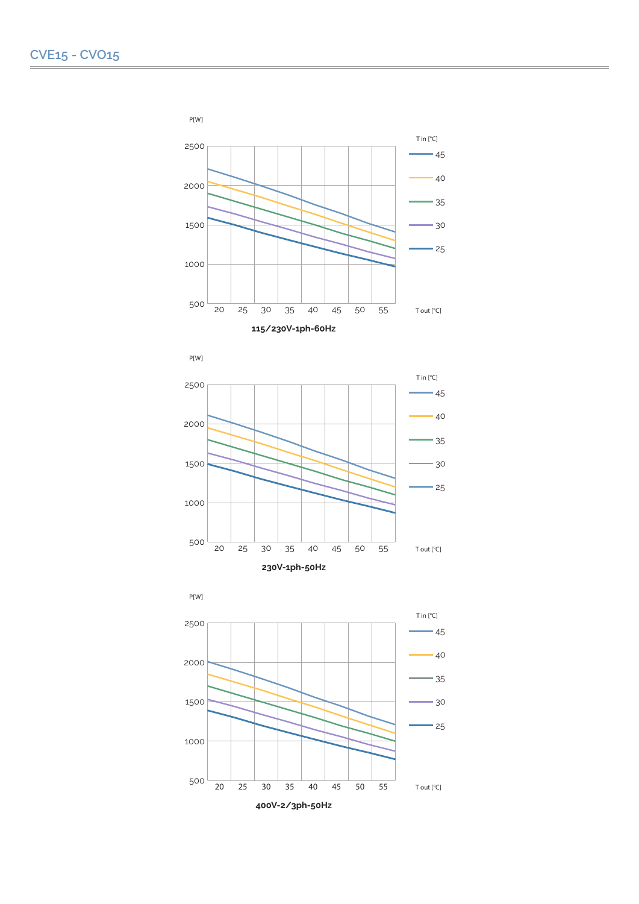# CVE15 - CVO15

P[W]

T in [°C]: 45, 40, 35, 30, 25

T out [°C]: 20, 25, 30, 35, 40, 45, 50, 55

P[W]: 500, 1000, 1500, 2000, 2500

**115/230V-1ph-60Hz**

P[W]

T in [°C]: 45, 40, 35, 30, 25

T out [°C]: 20, 25, 30, 35, 40, 45, 50, 55

P[W]: 500, 1000, 1500, 2000, 2500

**230V-1ph-50Hz**

P[W]

T in [°C]: 45, 40, 35, 30, 25

T out [°C]: 20, 25, 30, 35, 40, 45, 50, 55

P[W]: 500, 1000, 1500, 2000, 2500

**400V-2/3ph-50Hz**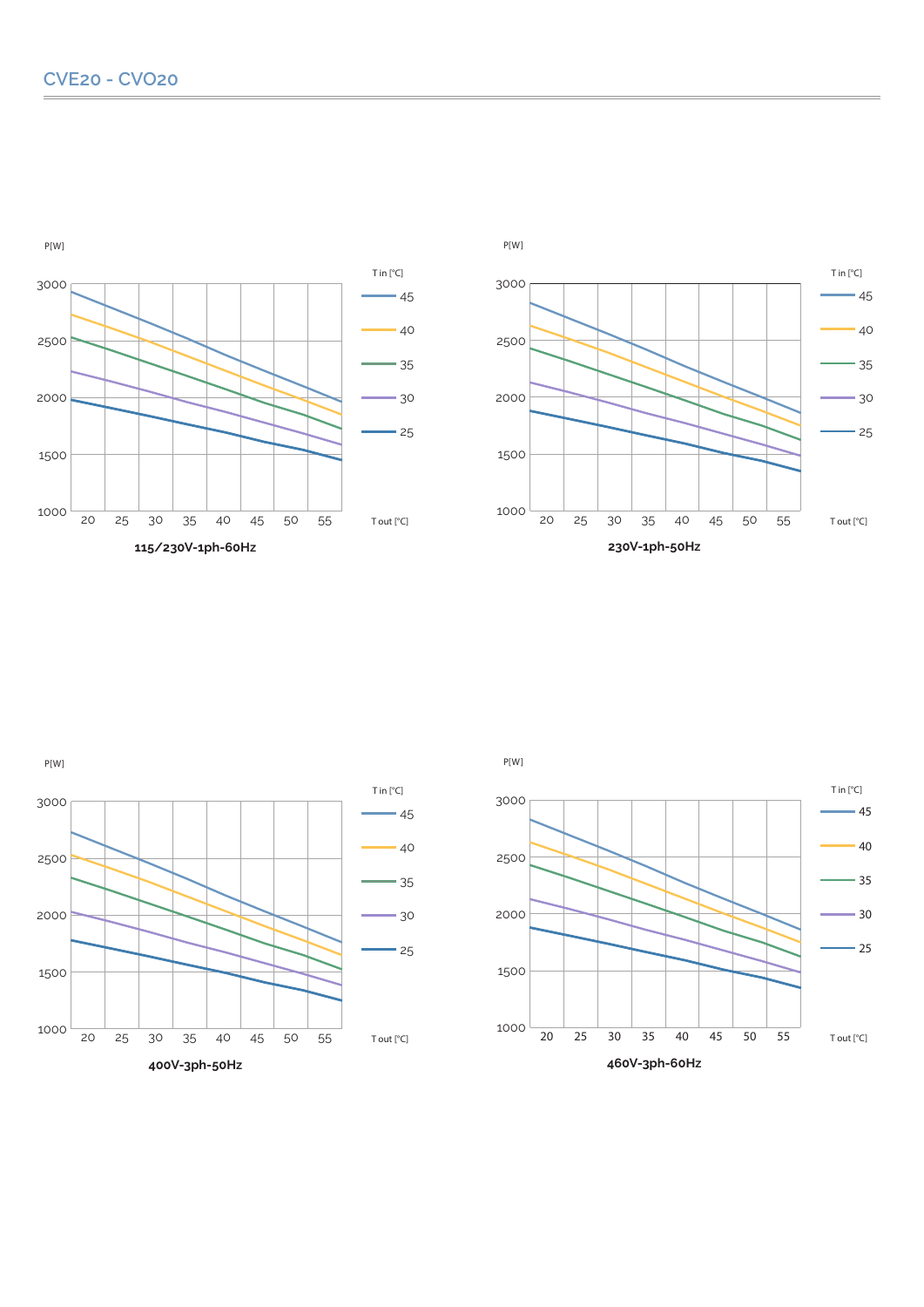## CVE20 - CVO20

P[W]

T in [°C]: 45, 40, 35, 30, 25

T out [°C]: 20, 25, 30, 35, 40, 45, 50, 55

P[W]: 1000, 1500, 2000, 2500, 3000

**115/230V-1ph-60Hz**

P[W]

T in [°C]: 45, 40, 35, 30, 25

T out [°C]: 20, 25, 30, 35, 40, 45, 50, 55

P[W]: 1000, 1500, 2000, 2500, 3000

**230V-1ph-50Hz**

P[W]

T in [°C]: 45, 40, 35, 30, 25

T out [°C]: 20, 25, 30, 35, 40, 45, 50, 55

P[W]: 1000, 1500, 2000, 2500, 3000

**400V-3ph-50Hz**

P[W]

T in [°C]: 45, 40, 35, 30, 25

T out [°C]: 20, 25, 30, 35, 40, 45, 50, 55

P[W]: 1000, 1500, 2000, 2500, 3000

**460V-3ph-60Hz**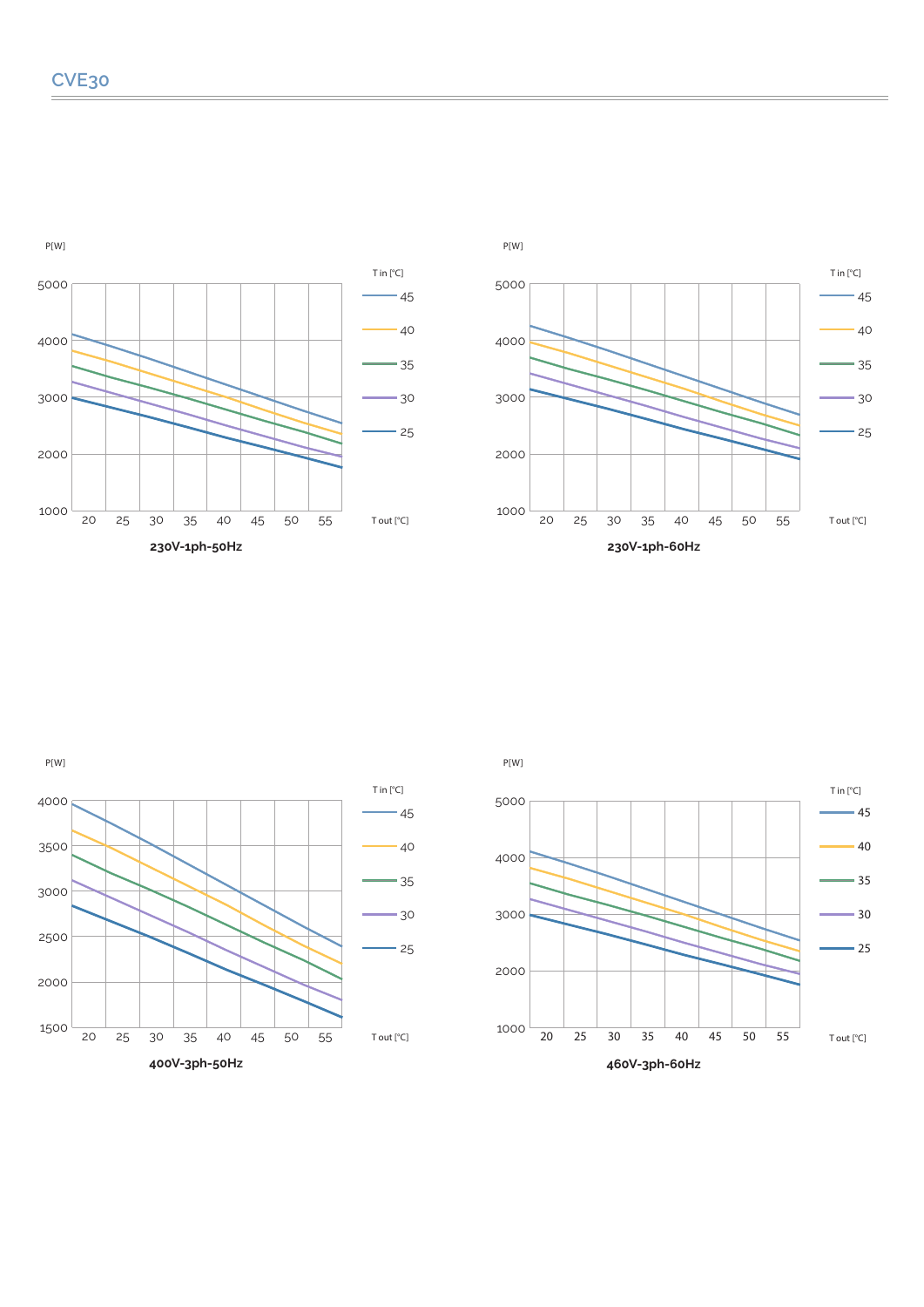# CVE30

P[W]

T in [°C]: 45, 40, 35, 30, 25

T out [°C]: 20, 25, 30, 35, 40, 45, 50, 55

P[W]: 1000, 2000, 3000, 4000, 5000

**230V-1ph-50Hz**

P[W]

T in [°C]: 45, 40, 35, 30, 25

T out [°C]: 20, 25, 30, 35, 40, 45, 50, 55

P[W]: 1000, 2000, 3000, 4000, 5000

**230V-1ph-60Hz**

P[W]

T in [°C]: 45, 40, 35, 30, 25

T out [°C]: 20, 25, 30, 35, 40, 45, 50, 55

P[W]: 1500, 2000, 2500, 3000, 3500, 4000

**400V-3ph-50Hz**

P[W]

T in [°C]: 45, 40, 35, 30, 25

T out [°C]: 20, 25, 30, 35, 40, 45, 50, 55

P[W]: 1000, 2000, 3000, 4000, 5000

**460V-3ph-60Hz**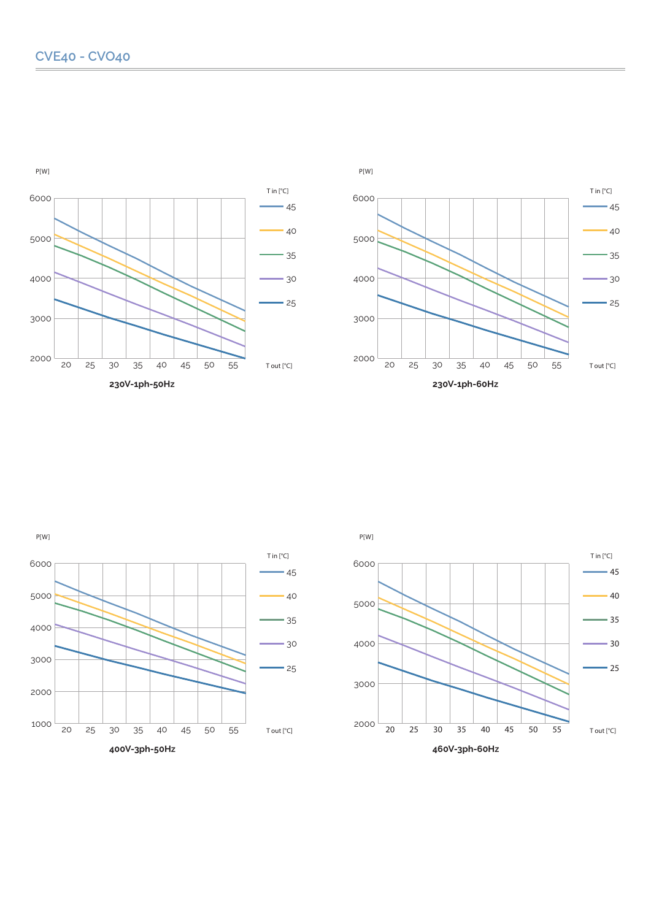## CVE40 - CVO40

P[W]

T in [°C]: 45, 40, 35, 30, 25

T out [°C]: 20, 25, 30, 35, 40, 45, 50, 55

P[W]: 2000, 3000, 4000, 5000, 6000

**230V-1ph-50Hz**

P[W]

T in [°C]: 45, 40, 35, 30, 25

T out [°C]: 20, 25, 30, 35, 40, 45, 50, 55

P[W]: 2000, 3000, 4000, 5000, 6000

**230V-1ph-60Hz**

P[W]

T in [°C]: 45, 40, 35, 30, 25

T out [°C]: 20, 25, 30, 35, 40, 45, 50, 55

P[W]: 1000, 2000, 3000, 4000, 5000, 6000

**400V-3ph-50Hz**

P[W]

T in [°C]: 45, 40, 35, 30, 25

T out [°C]: 20, 25, 30, 35, 40, 45, 50, 55

P[W]: 2000, 3000, 4000, 5000, 6000

**460V-3ph-60Hz**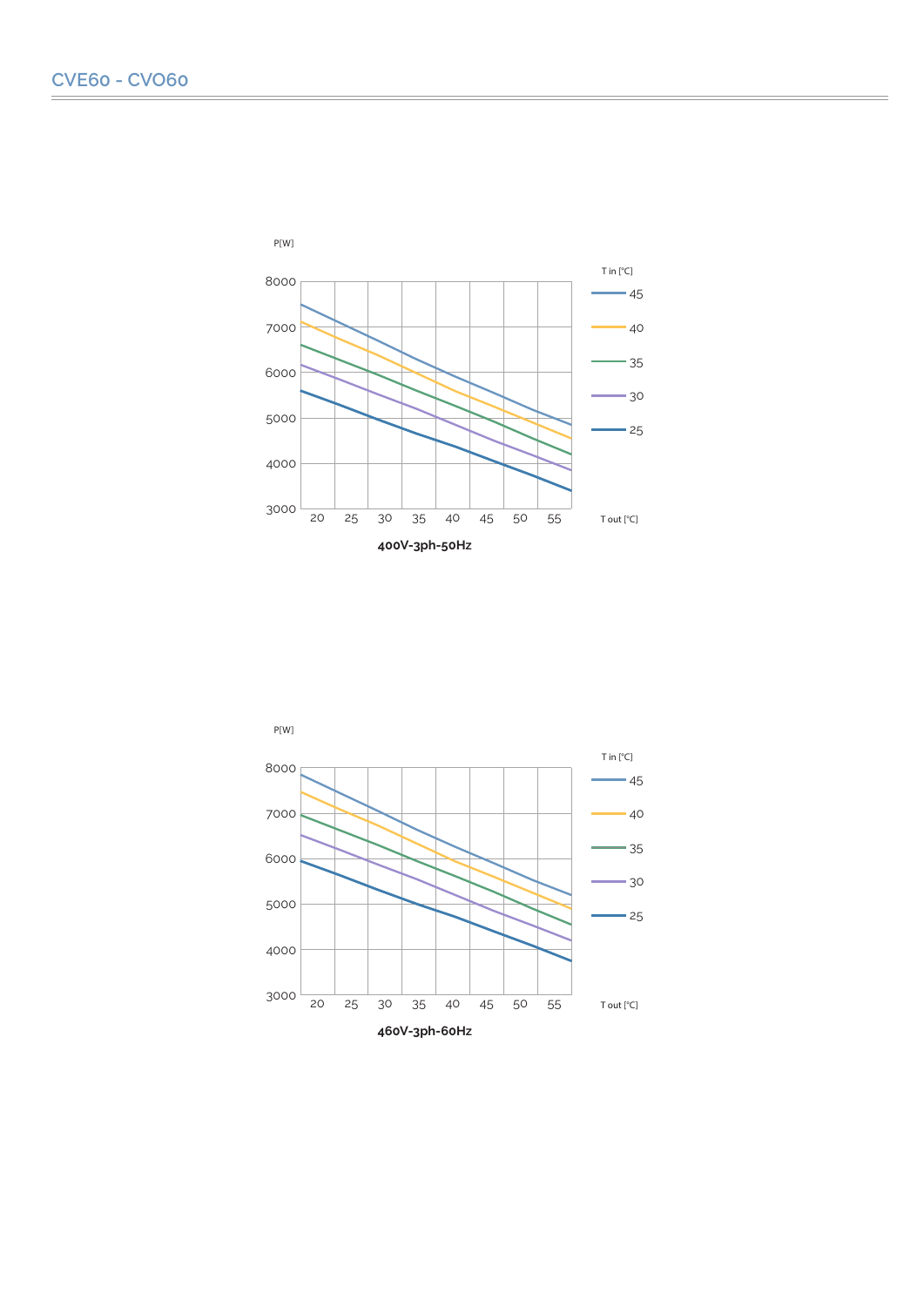# CVE60 - CVO60

P[W]

8000
7000
6000
5000
4000
3000

20 25 30 35 40 45 50 55

T in [°C]
45
40
35
30
25

T out [°C]

**400V-3ph-50Hz**

P[W]

8000
7000
6000
5000
4000
3000

20 25 30 35 40 45 50 55

T in [°C]
45
40
35
30
25

T out [°C]

**460V-3ph-60Hz**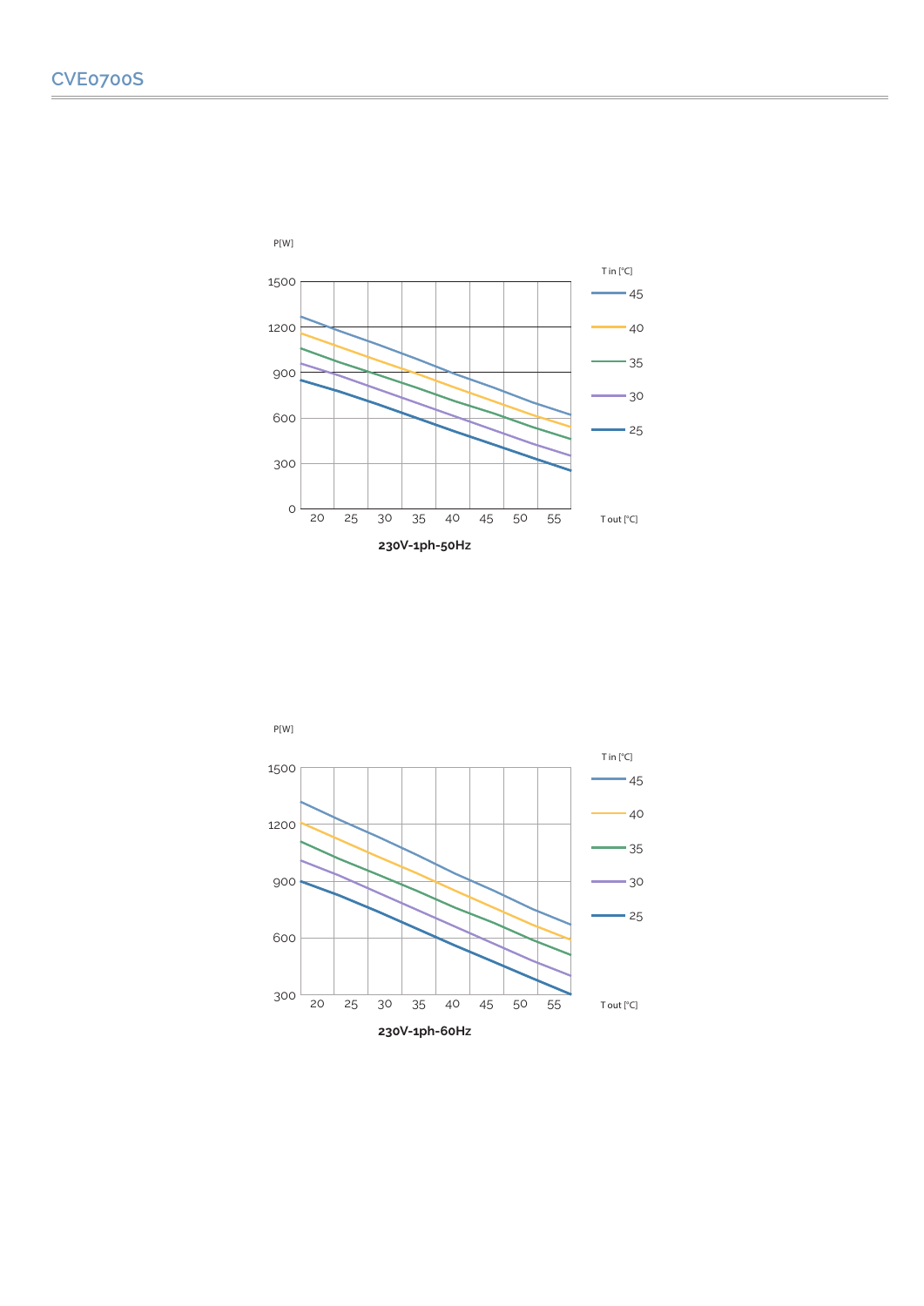# CVE0700S

P[W]

T in [°C]: 45, 40, 35, 30, 25

T out [°C]: 20, 25, 30, 35, 40, 45, 50, 55

**230V-1ph-50Hz**

P[W]

T in [°C]: 45, 40, 35, 30, 25

T out [°C]: 20, 25, 30, 35, 40, 45, 50, 55

**230V-1ph-60Hz**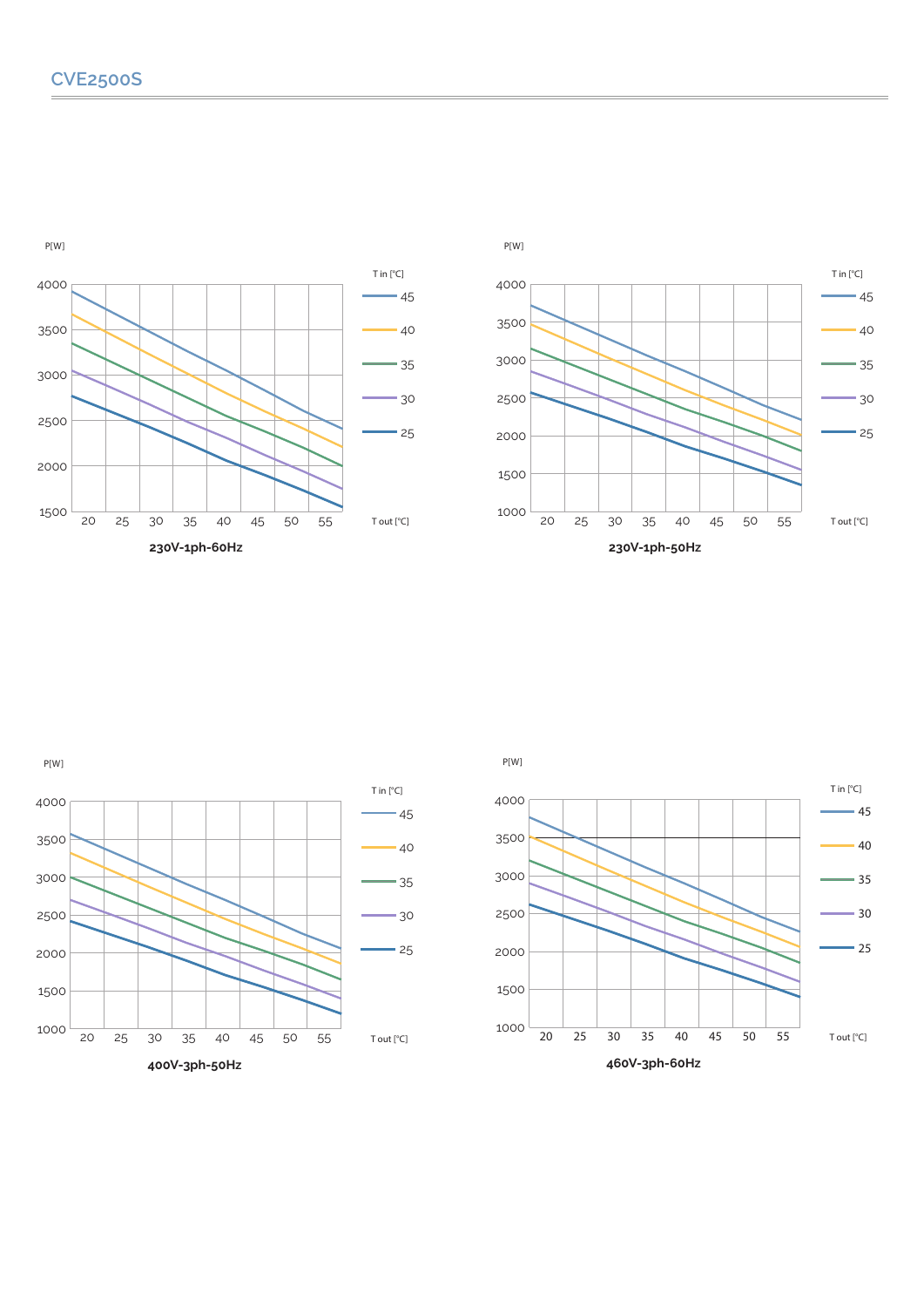## CVE2500S

P[W]

4000
3500
3000
2500
2000
1500

20 25 30 35 40 45 50 55

T in [°C]
45
40
35
30
25

T out [°C]

**230V-1ph-60Hz**

P[W]

4000
3500
3000
2500
2000
1500
1000

20 25 30 35 40 45 50 55

T in [°C]
45
40
35
30
25

T out [°C]

**230V-1ph-50Hz**

P[W]

4000
3500
3000
2500
2000
1500
1000

20 25 30 35 40 45 50 55

T in [°C]
45
40
35
30
25

T out [°C]

**400V-3ph-50Hz**

P[W]

4000
3500
3000
2500
2000
1500
1000

20 25 30 35 40 45 50 55

T in [°C]
45
40
35
30
25

T out [°C]

**460V-3ph-60Hz**